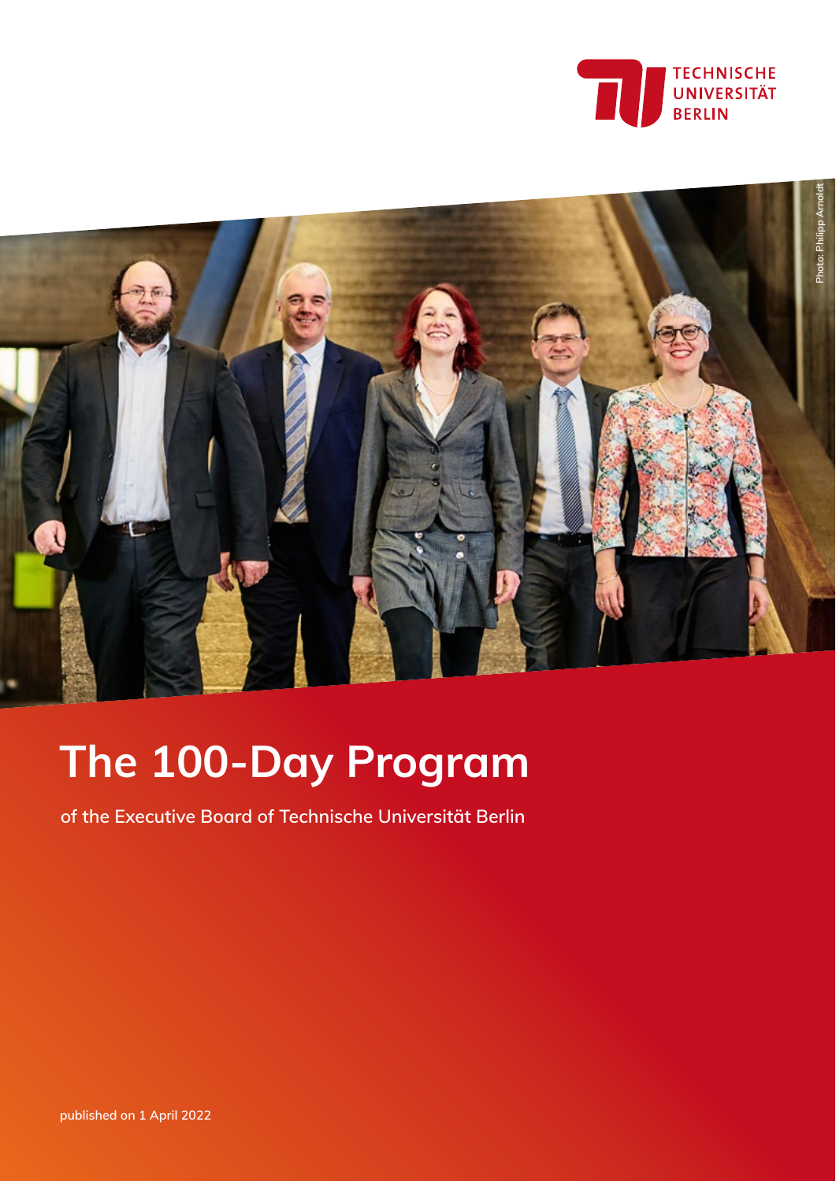TECHNISCHE UNIVERSITÄT BERLIN

Photo: Philipp Arnoldt

# The 100-Day Program

**of the Executive Board of Technische Universität Berlin**

**published on 1 April 2022**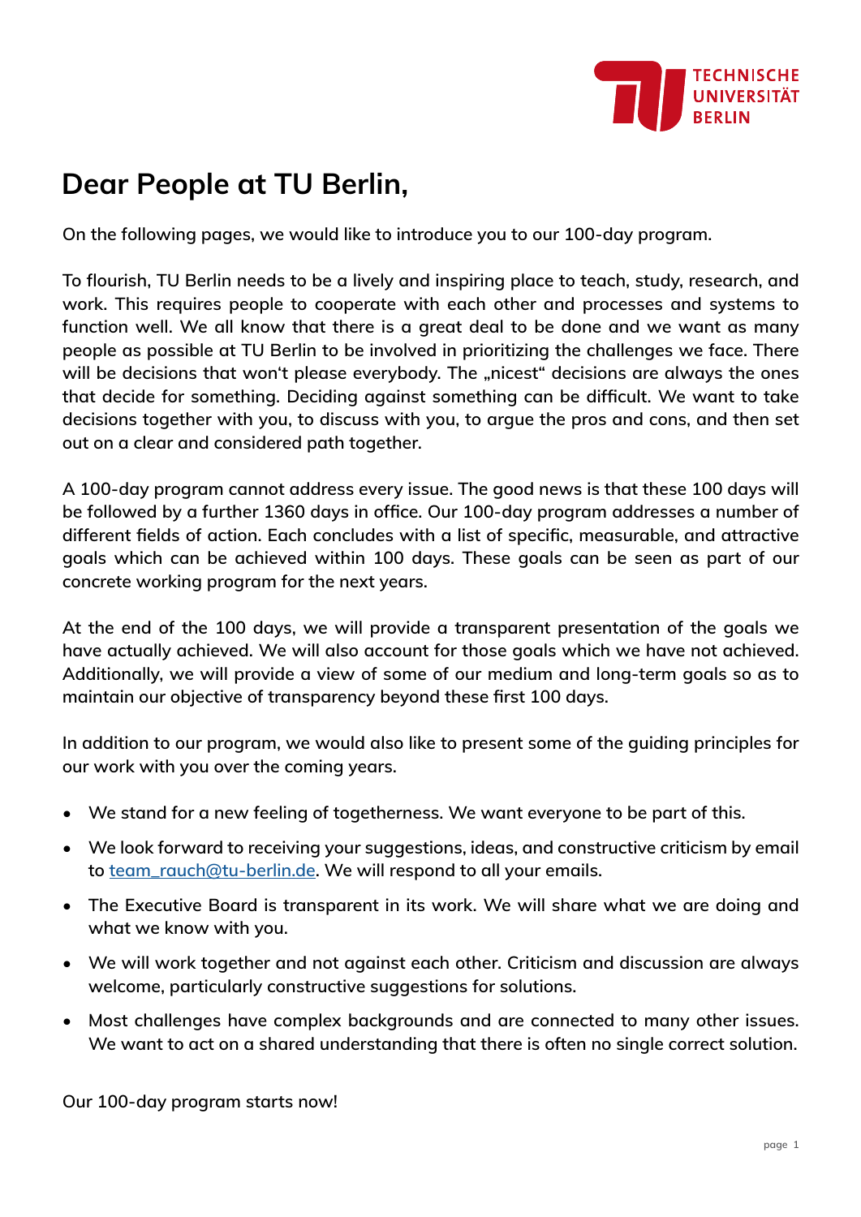# Dear People at TU Berlin,

On the following pages, we would like to introduce you to our 100-day program.

To flourish, TU Berlin needs to be a lively and inspiring place to teach, study, research, and work. This requires people to cooperate with each other and processes and systems to function well. We all know that there is a great deal to be done and we want as many people as possible at TU Berlin to be involved in prioritizing the challenges we face. There will be decisions that won't please everybody. The „nicest" decisions are always the ones that decide for something. Deciding against something can be difficult. We want to take decisions together with you, to discuss with you, to argue the pros and cons, and then set out on a clear and considered path together.

A 100-day program cannot address every issue. The good news is that these 100 days will be followed by a further 1360 days in office. Our 100-day program addresses a number of different fields of action. Each concludes with a list of specific, measurable, and attractive goals which can be achieved within 100 days. These goals can be seen as part of our concrete working program for the next years.

At the end of the 100 days, we will provide a transparent presentation of the goals we have actually achieved. We will also account for those goals which we have not achieved. Additionally, we will provide a view of some of our medium and long-term goals so as to maintain our objective of transparency beyond these first 100 days.

In addition to our program, we would also like to present some of the guiding principles for our work with you over the coming years.

- We stand for a new feeling of togetherness. We want everyone to be part of this.
- We look forward to receiving your suggestions, ideas, and constructive criticism by email to team_rauch@tu-berlin.de. We will respond to all your emails.
- The Executive Board is transparent in its work. We will share what we are doing and what we know with you.
- We will work together and not against each other. Criticism and discussion are always welcome, particularly constructive suggestions for solutions.
- Most challenges have complex backgrounds and are connected to many other issues. We want to act on a shared understanding that there is often no single correct solution.

Our 100-day program starts now!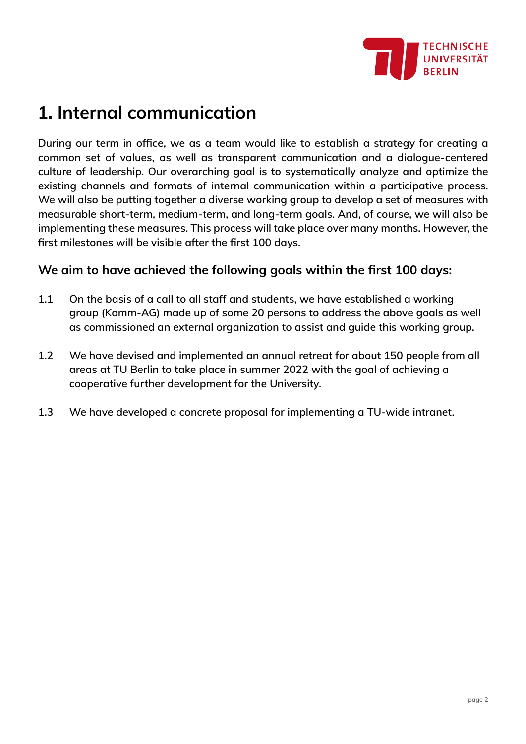# 1. Internal communication

**During our term in office, we as a team would like to establish a strategy for creating a common set of values, as well as transparent communication and a dialogue-centered culture of leadership. Our overarching goal is to systematically analyze and optimize the existing channels and formats of internal communication within a participative process. We will also be putting together a diverse working group to develop a set of measures with measurable short-term, medium-term, and long-term goals. And, of course, we will also be implementing these measures. This process will take place over many months. However, the first milestones will be visible after the first 100 days.**

## We aim to have achieved the following goals within the first 100 days:

1.1 On the basis of a call to all staff and students, we have established a working group (Komm-AG) made up of some 20 persons to address the above goals as well as commissioned an external organization to assist and guide this working group.

1.2 We have devised and implemented an annual retreat for about 150 people from all areas at TU Berlin to take place in summer 2022 with the goal of achieving a cooperative further development for the University.

1.3 We have developed a concrete proposal for implementing a TU-wide intranet.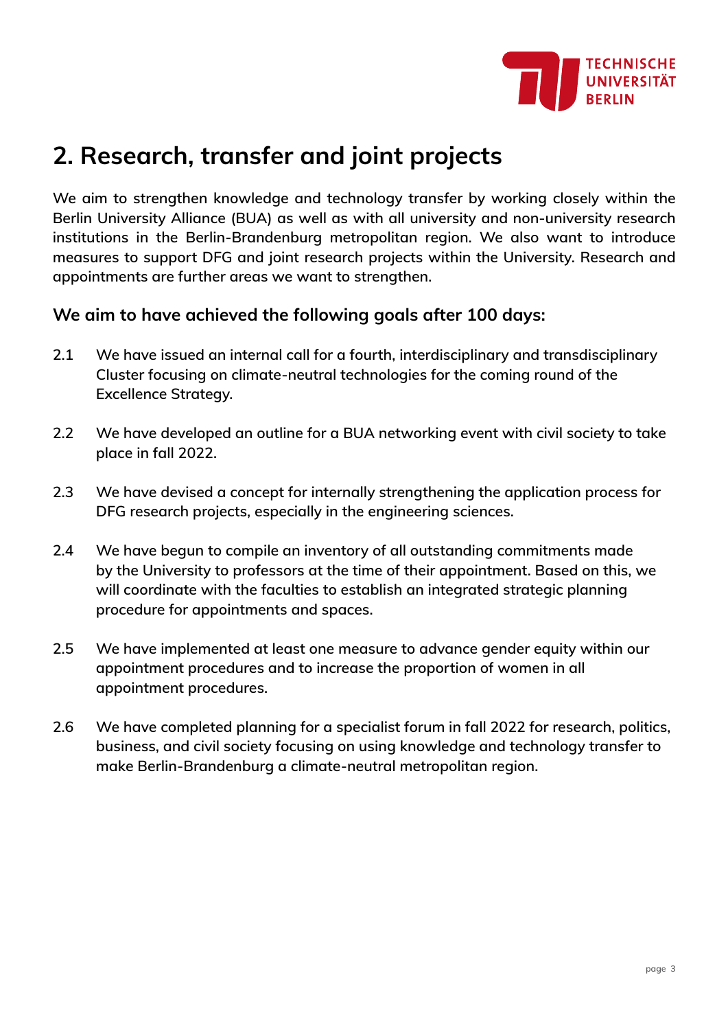## 2. Research, transfer and joint projects

We aim to strengthen knowledge and technology transfer by working closely within the Berlin University Alliance (BUA) as well as with all university and non-university research institutions in the Berlin-Brandenburg metropolitan region. We also want to introduce measures to support DFG and joint research projects within the University. Research and appointments are further areas we want to strengthen.

### We aim to have achieved the following goals after 100 days:

2.1 We have issued an internal call for a fourth, interdisciplinary and transdisciplinary Cluster focusing on climate-neutral technologies for the coming round of the Excellence Strategy.

2.2 We have developed an outline for a BUA networking event with civil society to take place in fall 2022.

2.3 We have devised a concept for internally strengthening the application process for DFG research projects, especially in the engineering sciences.

2.4 We have begun to compile an inventory of all outstanding commitments made by the University to professors at the time of their appointment. Based on this, we will coordinate with the faculties to establish an integrated strategic planning procedure for appointments and spaces.

2.5 We have implemented at least one measure to advance gender equity within our appointment procedures and to increase the proportion of women in all appointment procedures.

2.6 We have completed planning for a specialist forum in fall 2022 for research, politics, business, and civil society focusing on using knowledge and technology transfer to make Berlin-Brandenburg a climate-neutral metropolitan region.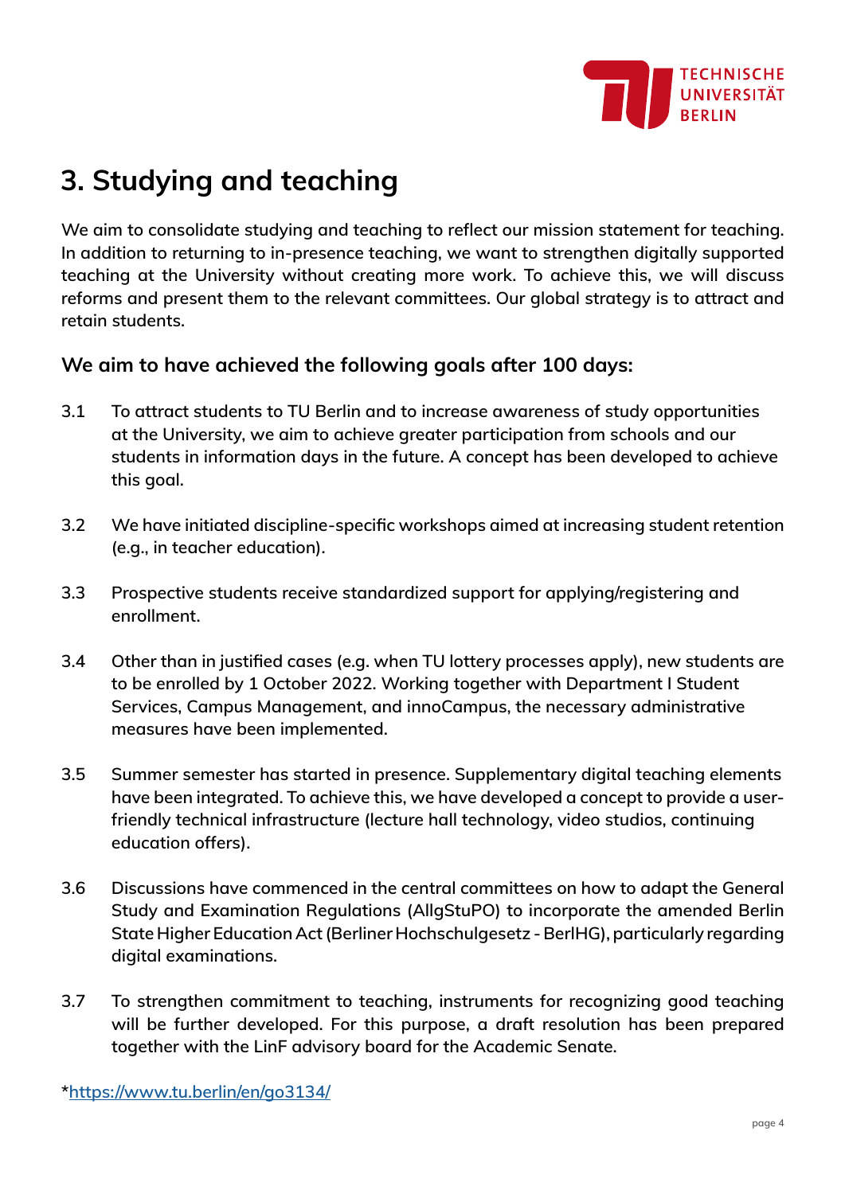# 3. Studying and teaching

We aim to consolidate studying and teaching to reflect our mission statement for teaching. In addition to returning to in-presence teaching, we want to strengthen digitally supported teaching at the University without creating more work. To achieve this, we will discuss reforms and present them to the relevant committees. Our global strategy is to attract and retain students.

## We aim to have achieved the following goals after 100 days:

3.1 To attract students to TU Berlin and to increase awareness of study opportunities at the University, we aim to achieve greater participation from schools and our students in information days in the future. A concept has been developed to achieve this goal.

3.2 We have initiated discipline-specific workshops aimed at increasing student retention (e.g., in teacher education).

3.3 Prospective students receive standardized support for applying/registering and enrollment.

3.4 Other than in justified cases (e.g. when TU lottery processes apply), new students are to be enrolled by 1 October 2022. Working together with Department I Student Services, Campus Management, and innoCampus, the necessary administrative measures have been implemented.

3.5 Summer semester has started in presence. Supplementary digital teaching elements have been integrated. To achieve this, we have developed a concept to provide a user-friendly technical infrastructure (lecture hall technology, video studios, continuing education offers).

3.6 Discussions have commenced in the central committees on how to adapt the General Study and Examination Regulations (AllgStuPO) to incorporate the amended Berlin State Higher Education Act (Berliner Hochschulgesetz - BerlHG), particularly regarding digital examinations.

3.7 To strengthen commitment to teaching, instruments for recognizing good teaching will be further developed. For this purpose, a draft resolution has been prepared together with the LinF advisory board for the Academic Senate.

*https://www.tu.berlin/en/go3134/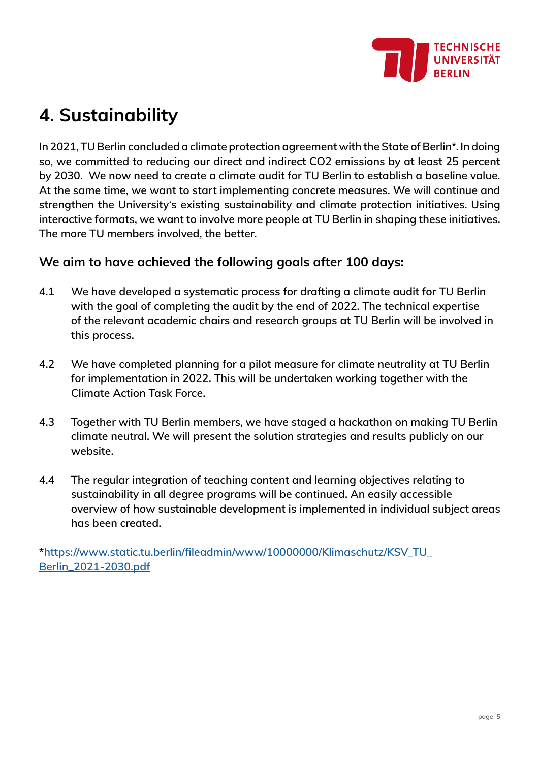# 4. Sustainability

**In 2021, TU Berlin concluded a climate protection agreement with the State of Berlin*. In doing so, we committed to reducing our direct and indirect $CO_2$ emissions by at least 25 percent by 2030. We now need to create a climate audit for TU Berlin to establish a baseline value. At the same time, we want to start implementing concrete measures. We will continue and strengthen the University's existing sustainability and climate protection initiatives. Using interactive formats, we want to involve more people at TU Berlin in shaping these initiatives. The more TU members involved, the better.**

## We aim to have achieved the following goals after 100 days:

4.1 We have developed a systematic process for drafting a climate audit for TU Berlin with the goal of completing the audit by the end of 2022. The technical expertise of the relevant academic chairs and research groups at TU Berlin will be involved in this process.

4.2 We have completed planning for a pilot measure for climate neutrality at TU Berlin for implementation in 2022. This will be undertaken working together with the Climate Action Task Force.

4.3 Together with TU Berlin members, we have staged a hackathon on making TU Berlin climate neutral. We will present the solution strategies and results publicly on our website.

4.4 The regular integration of teaching content and learning objectives relating to sustainability in all degree programs will be continued. An easily accessible overview of how sustainable development is implemented in individual subject areas has been created.

*https://www.static.tu.berlin/fileadmin/www/10000000/Klimaschutz/KSV_TU_Berlin_2021-2030.pdf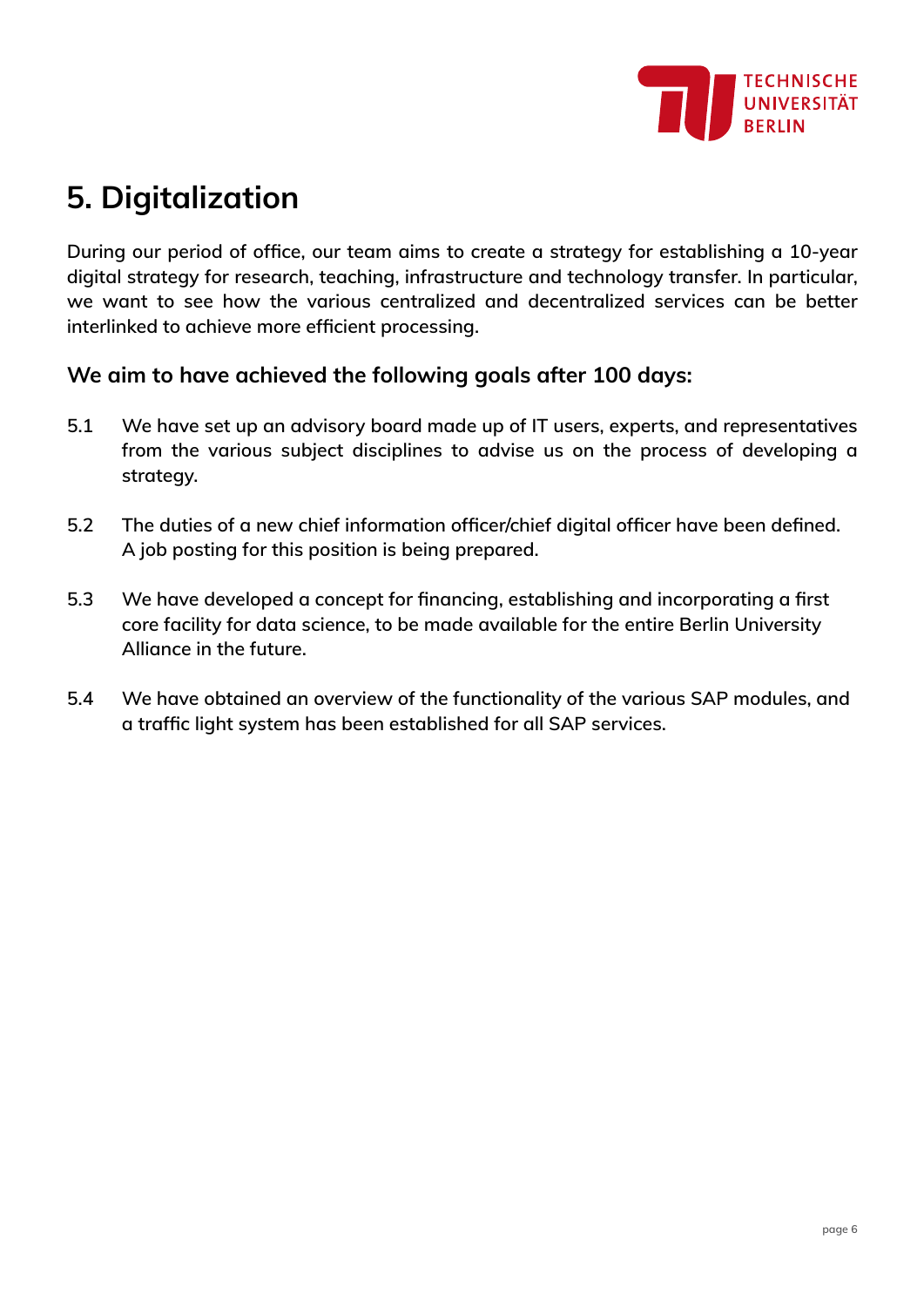# 5. Digitalization

**During our period of office, our team aims to create a strategy for establishing a 10-year digital strategy for research, teaching, infrastructure and technology transfer. In particular, we want to see how the various centralized and decentralized services can be better interlinked to achieve more efficient processing.**

## We aim to have achieved the following goals after 100 days:

5.1 We have set up an advisory board made up of IT users, experts, and representatives from the various subject disciplines to advise us on the process of developing a strategy.

5.2 The duties of a new chief information officer/chief digital officer have been defined. A job posting for this position is being prepared.

5.3 We have developed a concept for financing, establishing and incorporating a first core facility for data science, to be made available for the entire Berlin University Alliance in the future.

5.4 We have obtained an overview of the functionality of the various SAP modules, and a traffic light system has been established for all SAP services.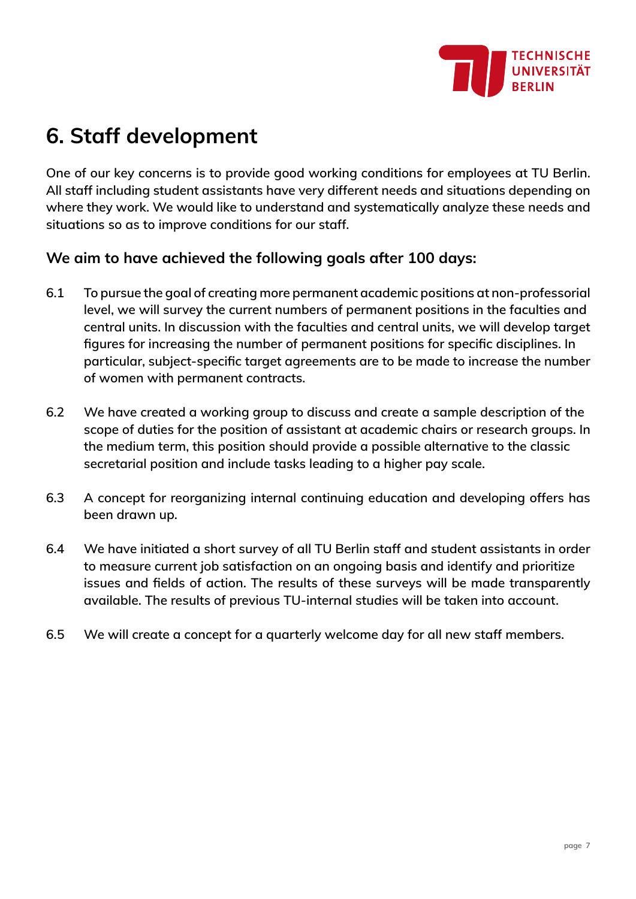# 6. Staff development

**One of our key concerns is to provide good working conditions for employees at TU Berlin. All staff including student assistants have very different needs and situations depending on where they work. We would like to understand and systematically analyze these needs and situations so as to improve conditions for our staff.**

## We aim to have achieved the following goals after 100 days:

6.1 To pursue the goal of creating more permanent academic positions at non-professorial level, we will survey the current numbers of permanent positions in the faculties and central units. In discussion with the faculties and central units, we will develop target figures for increasing the number of permanent positions for specific disciplines. In particular, subject-specific target agreements are to be made to increase the number of women with permanent contracts.

6.2 We have created a working group to discuss and create a sample description of the scope of duties for the position of assistant at academic chairs or research groups. In the medium term, this position should provide a possible alternative to the classic secretarial position and include tasks leading to a higher pay scale.

6.3 A concept for reorganizing internal continuing education and developing offers has been drawn up.

6.4 We have initiated a short survey of all TU Berlin staff and student assistants in order to measure current job satisfaction on an ongoing basis and identify and prioritize issues and fields of action. The results of these surveys will be made transparently available. The results of previous TU-internal studies will be taken into account.

6.5 We will create a concept for a quarterly welcome day for all new staff members.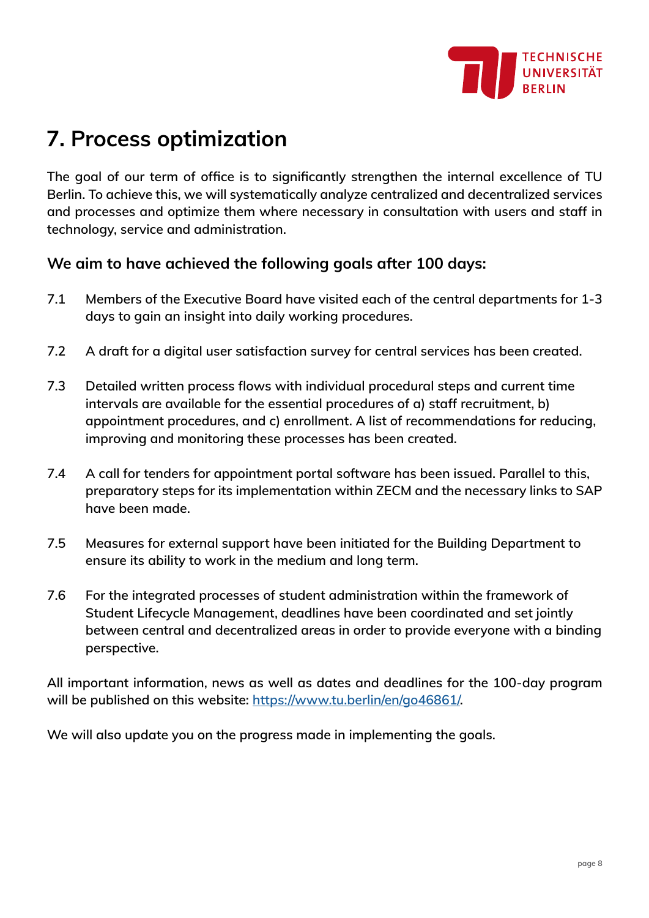# 7. Process optimization

The goal of our term of office is to significantly strengthen the internal excellence of TU Berlin. To achieve this, we will systematically analyze centralized and decentralized services and processes and optimize them where necessary in consultation with users and staff in technology, service and administration.

### We aim to have achieved the following goals after 100 days:

7.1 Members of the Executive Board have visited each of the central departments for 1-3 days to gain an insight into daily working procedures.

7.2 A draft for a digital user satisfaction survey for central services has been created.

7.3 Detailed written process flows with individual procedural steps and current time intervals are available for the essential procedures of a) staff recruitment, b) appointment procedures, and c) enrollment. A list of recommendations for reducing, improving and monitoring these processes has been created.

7.4 A call for tenders for appointment portal software has been issued. Parallel to this, preparatory steps for its implementation within ZECM and the necessary links to SAP have been made.

7.5 Measures for external support have been initiated for the Building Department to ensure its ability to work in the medium and long term.

7.6 For the integrated processes of student administration within the framework of Student Lifecycle Management, deadlines have been coordinated and set jointly between central and decentralized areas in order to provide everyone with a binding perspective.

All important information, news as well as dates and deadlines for the 100-day program will be published on this website: [https://www.tu.berlin/en/go46861/](https://www.tu.berlin/en/go46861/).

We will also update you on the progress made in implementing the goals.